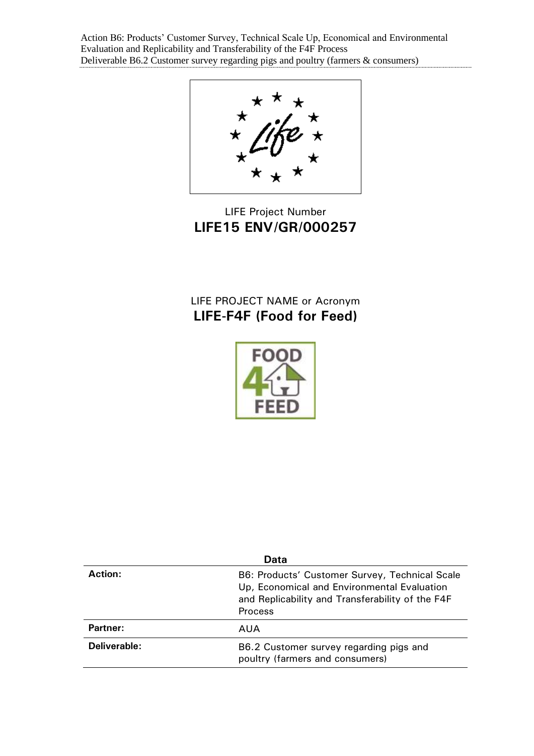LIFE Project Number
**LIFE15 ENV/GR/000257**

LIFE PROJECT NAME or Acronym
**LIFE-F4F (Food for Feed)**

| Data | |
|---|---|
| **Action:** | B6: Products' Customer Survey, Technical Scale Up, Economical and Environmental Evaluation and Replicability and Transferability of the F4F Process |
| **Partner:** | AUA |
| **Deliverable:** | B6.2 Customer survey regarding pigs and poultry (farmers and consumers) |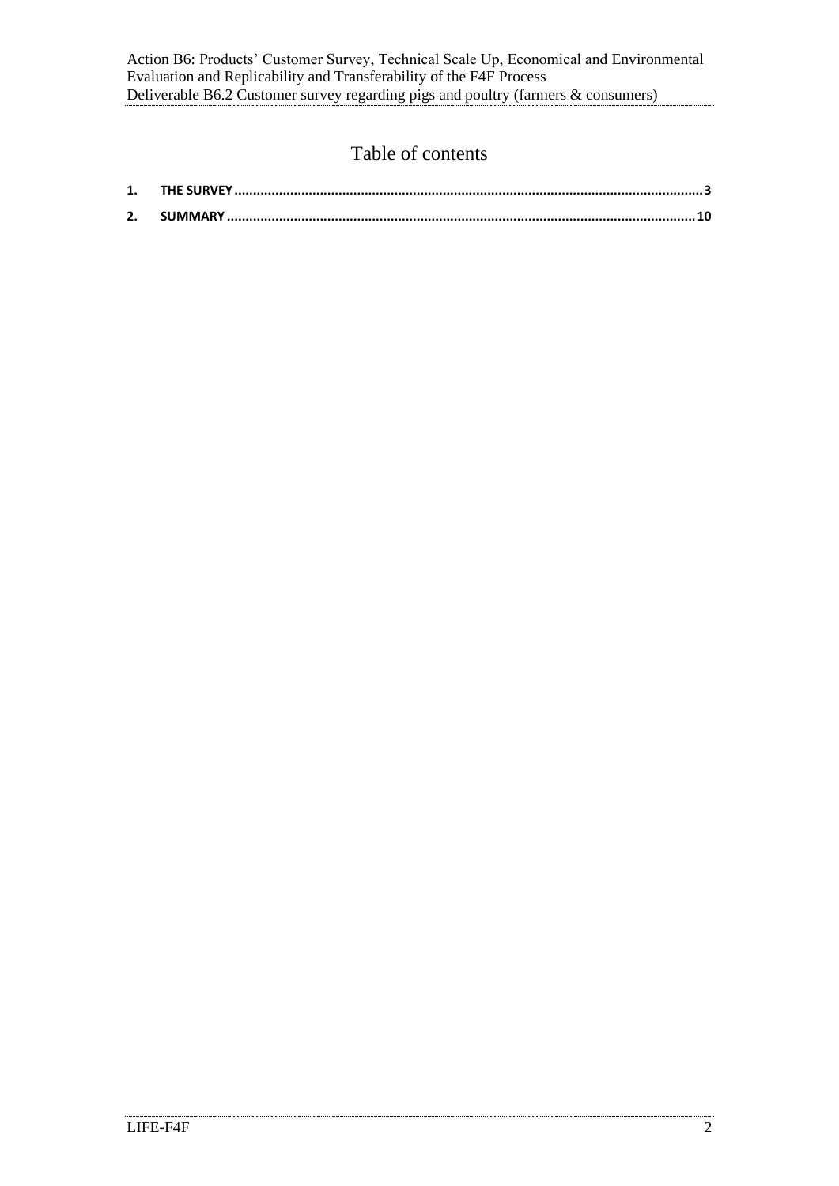# Table of contents

1. THE SURVEY ........................................................................................................................ 3
2. SUMMARY ......................................................................................................................... 10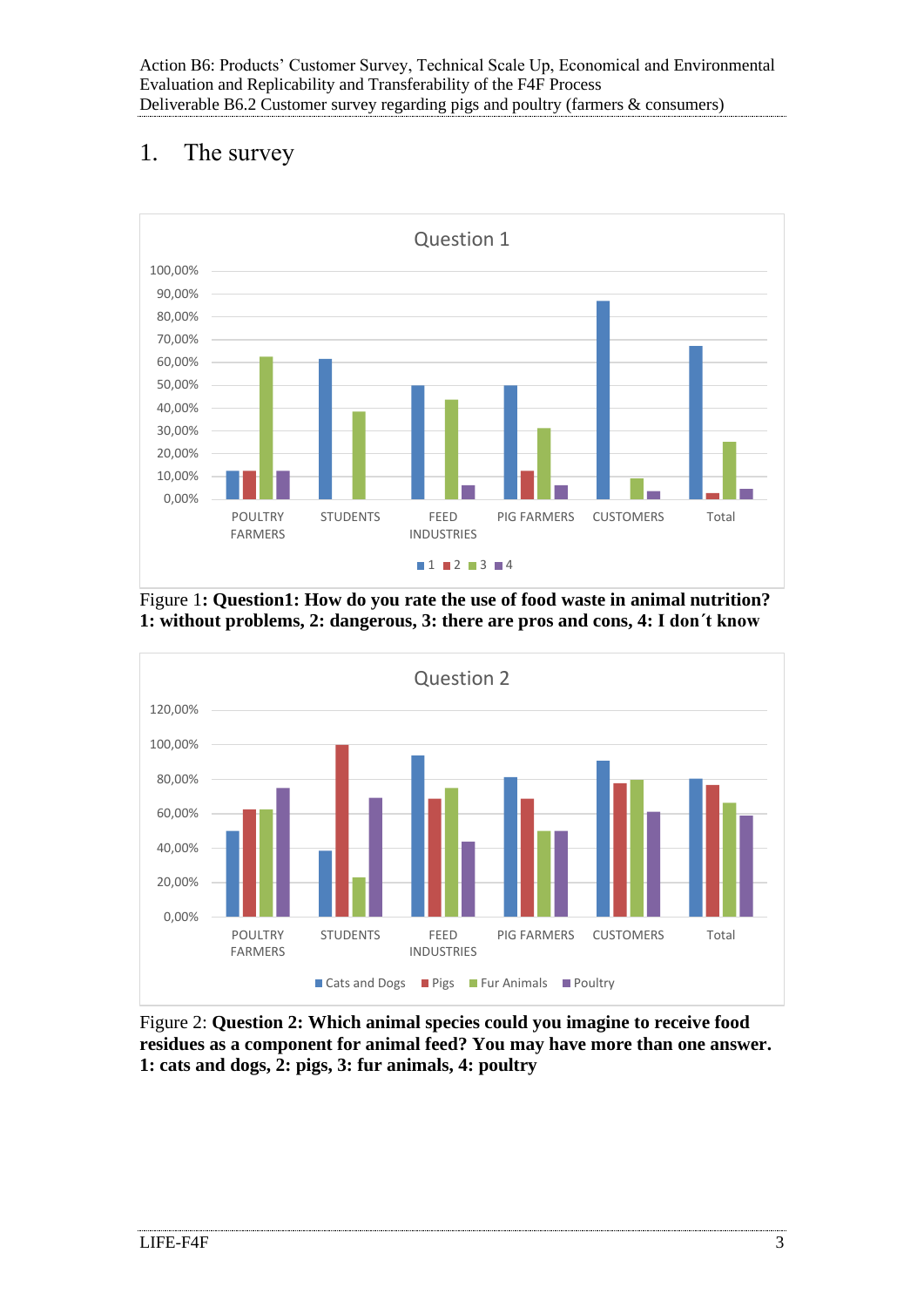# 1. The survey

Question 1

100,00%
90,00%
80,00%
70,00%
60,00%
50,00%
40,00%
30,00%
20,00%
10,00%
0,00%

POULTRY FARMERS
STUDENTS
FEED INDUSTRIES
PIG FARMERS
CUSTOMERS
Total

1 2 3 4

Figure 1: **Question1: How do you rate the use of food waste in animal nutrition? 1: without problems, 2: dangerous, 3: there are pros and cons, 4: I don´t know**

Question 2

120,00%
100,00%
80,00%
60,00%
40,00%
20,00%
0,00%

POULTRY FARMERS
STUDENTS
FEED INDUSTRIES
PIG FARMERS
CUSTOMERS
Total

Cats and Dogs Pigs Fur Animals Poultry

Figure 2: **Question 2: Which animal species could you imagine to receive food residues as a component for animal feed? You may have more than one answer. 1: cats and dogs, 2: pigs, 3: fur animals, 4: poultry**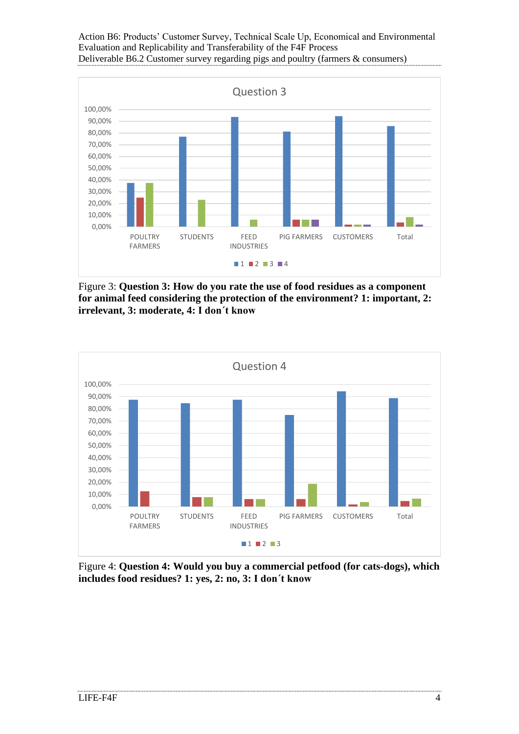Question 3

100,00%
90,00%
80,00%
70,00%
60,00%
50,00%
40,00%
30,00%
20,00%
10,00%
0,00%

POULTRY FARMERS
STUDENTS
FEED INDUSTRIES
PIG FARMERS
CUSTOMERS
Total

1 2 3 4

Figure 3: **Question 3: How do you rate the use of food residues as a component for animal feed considering the protection of the environment? 1: important, 2: irrelevant, 3: moderate, 4: I don´t know**

Question 4

100,00%
90,00%
80,00%
70,00%
60,00%
50,00%
40,00%
30,00%
20,00%
10,00%
0,00%

POULTRY FARMERS
STUDENTS
FEED INDUSTRIES
PIG FARMERS
CUSTOMERS
Total

1 2 3

Figure 4: **Question 4: Would you buy a commercial petfood (for cats-dogs), which includes food residues? 1: yes, 2: no, 3: I don´t know**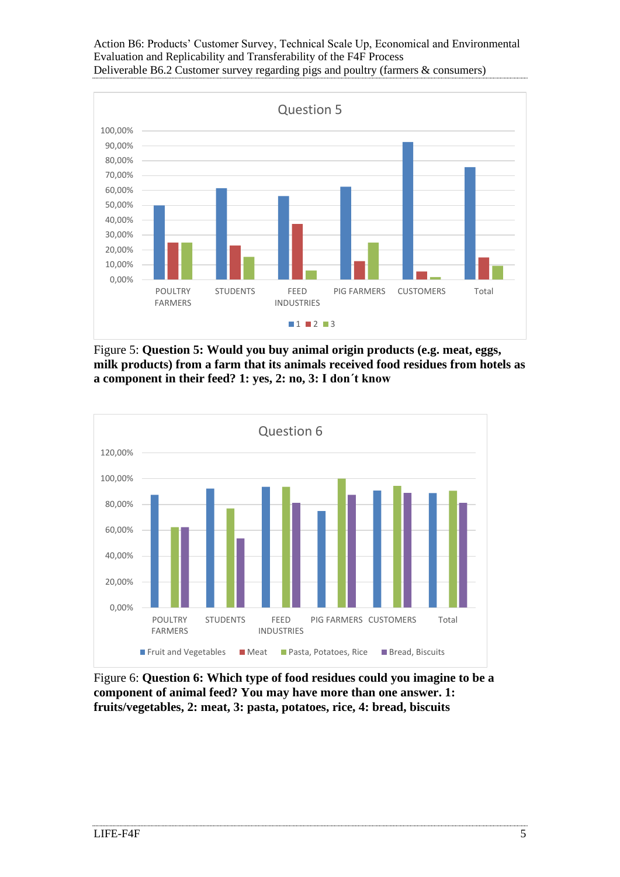Question 5

100,00%
90,00%
80,00%
70,00%
60,00%
50,00%
40,00%
30,00%
20,00%
10,00%
0,00%

POULTRY FARMERS
STUDENTS
FEED INDUSTRIES
PIG FARMERS
CUSTOMERS
Total

1 2 3

Figure 5: **Question 5: Would you buy animal origin products (e.g. meat, eggs, milk products) from a farm that its animals received food residues from hotels as a component in their feed? 1: yes, 2: no, 3: I don´t know**

Question 6

120,00%
100,00%
80,00%
60,00%
40,00%
20,00%
0,00%

POULTRY FARMERS
STUDENTS
FEED INDUSTRIES
PIG FARMERS
CUSTOMERS
Total

Fruit and Vegetables
Meat
Pasta, Potatoes, Rice
Bread, Biscuits

Figure 6: **Question 6: Which type of food residues could you imagine to be a component of animal feed? You may have more than one answer. 1: fruits/vegetables, 2: meat, 3: pasta, potatoes, rice, 4: bread, biscuits**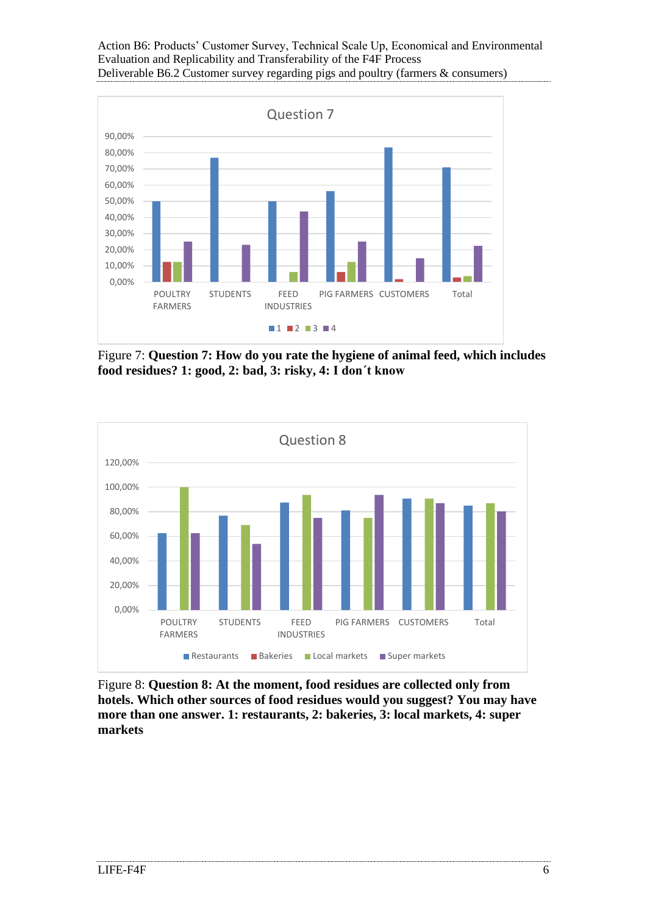Question 7

90,00%
80,00%
70,00%
60,00%
50,00%
40,00%
30,00%
20,00%
10,00%
0,00%

POULTRY FARMERS
STUDENTS
FEED INDUSTRIES
PIG FARMERS
CUSTOMERS
Total

1 2 3 4

Figure 7: **Question 7: How do you rate the hygiene of animal feed, which includes food residues? 1: good, 2: bad, 3: risky, 4: I don´t know**

Question 8

120,00%
100,00%
80,00%
60,00%
40,00%
20,00%
0,00%

POULTRY FARMERS
STUDENTS
FEED INDUSTRIES
PIG FARMERS
CUSTOMERS
Total

Restaurants Bakeries Local markets Super markets

Figure 8: **Question 8: At the moment, food residues are collected only from hotels. Which other sources of food residues would you suggest? You may have more than one answer. 1: restaurants, 2: bakeries, 3: local markets, 4: super markets**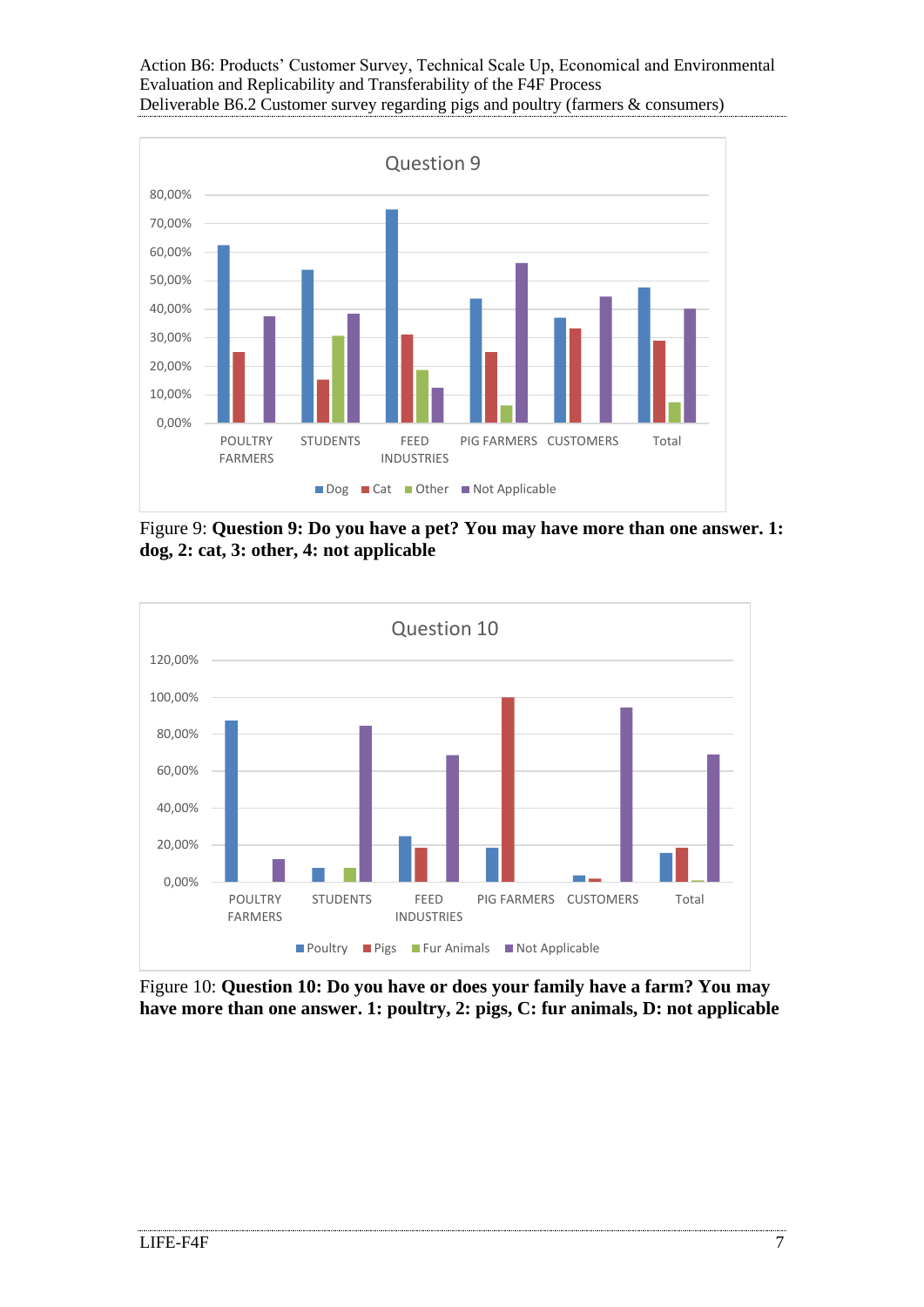Question 9

80,00%
70,00%
60,00%
50,00%
40,00%
30,00%
20,00%
10,00%
0,00%

POULTRY FARMERS
STUDENTS
FEED INDUSTRIES
PIG FARMERS
CUSTOMERS
Total

Dog
Cat
Other
Not Applicable

Figure 9: **Question 9: Do you have a pet? You may have more than one answer. 1: dog, 2: cat, 3: other, 4: not applicable**

Question 10

120,00%
100,00%
80,00%
60,00%
40,00%
20,00%
0,00%

POULTRY FARMERS
STUDENTS
FEED INDUSTRIES
PIG FARMERS
CUSTOMERS
Total

Poultry
Pigs
Fur Animals
Not Applicable

Figure 10: **Question 10: Do you have or does your family have a farm? You may have more than one answer. 1: poultry, 2: pigs, C: fur animals, D: not applicable**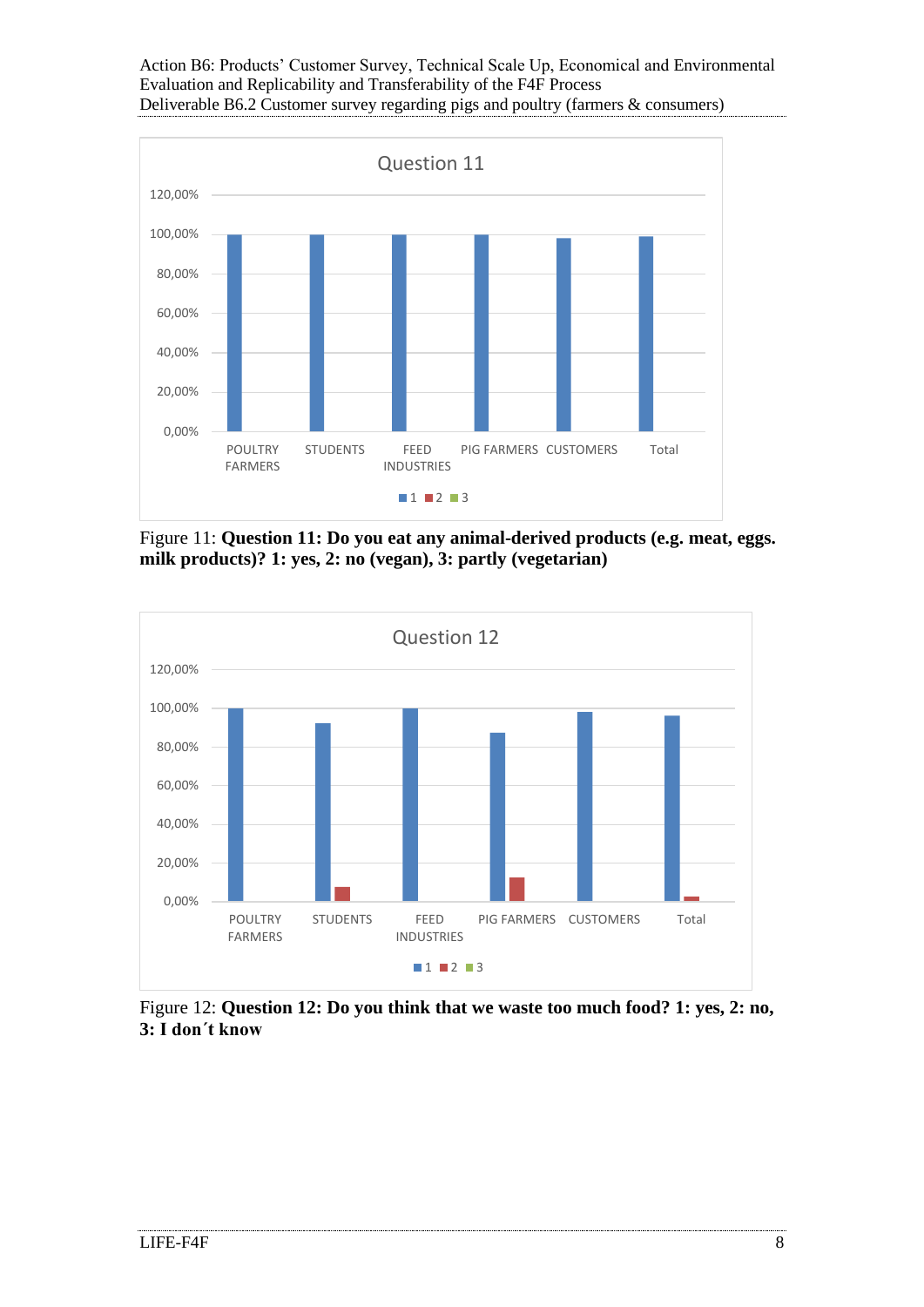Question 11

120,00%
100,00%
80,00%
60,00%
40,00%
20,00%
0,00%

POULTRY FARMERS
STUDENTS
FEED INDUSTRIES
PIG FARMERS
CUSTOMERS
Total

1 2 3

Figure 11: **Question 11: Do you eat any animal-derived products (e.g. meat, eggs. milk products)? 1: yes, 2: no (vegan), 3: partly (vegetarian)**

Question 12

120,00%
100,00%
80,00%
60,00%
40,00%
20,00%
0,00%

POULTRY FARMERS
STUDENTS
FEED INDUSTRIES
PIG FARMERS
CUSTOMERS
Total

1 2 3

Figure 12: **Question 12: Do you think that we waste too much food? 1: yes, 2: no, 3: I don´t know**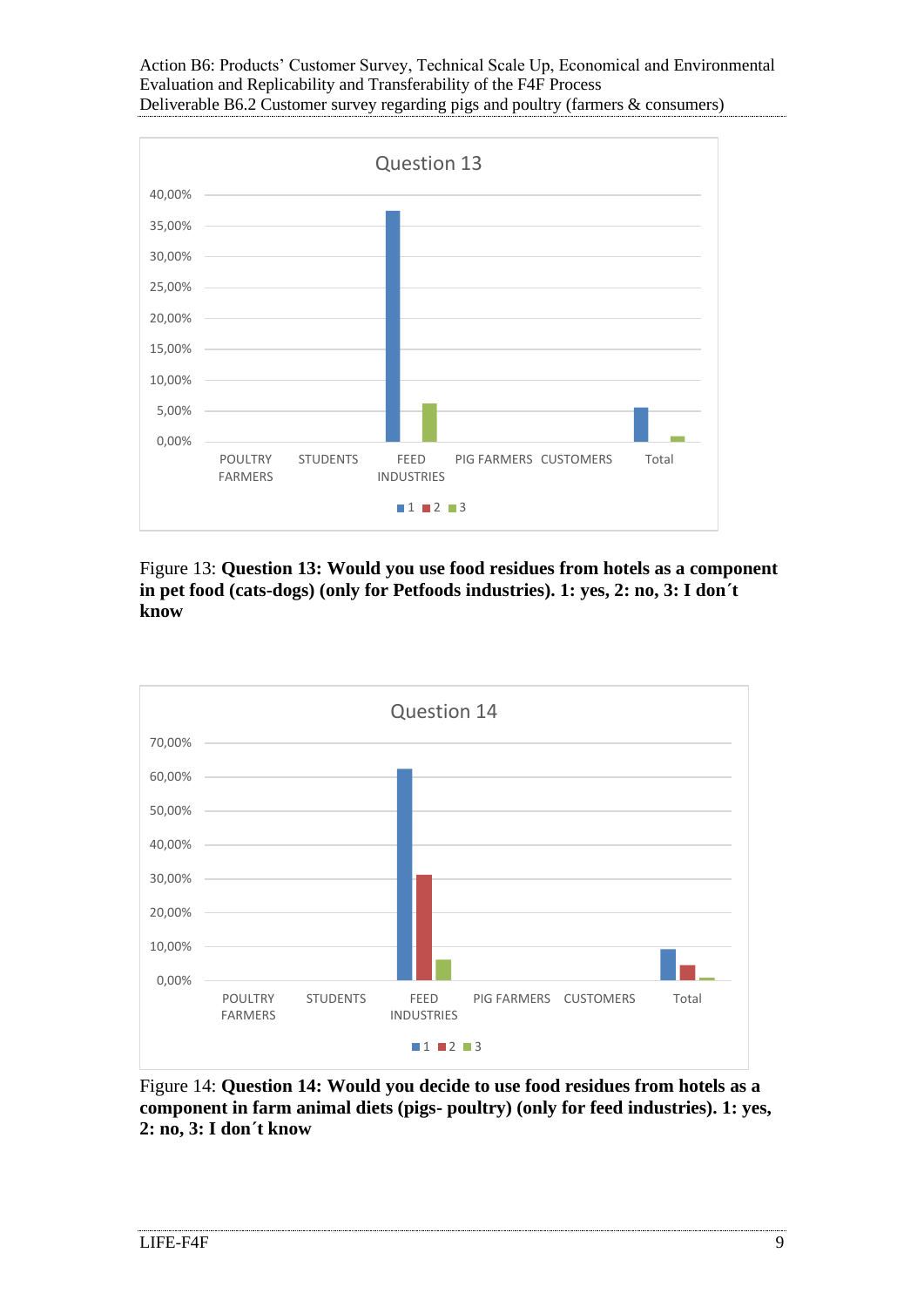Question 13

40,00%
35,00%
30,00%
25,00%
20,00%
15,00%
10,00%
5,00%
0,00%

POULTRY FARMERS
STUDENTS
FEED INDUSTRIES
PIG FARMERS
CUSTOMERS
Total

1 2 3

Figure 13: **Question 13: Would you use food residues from hotels as a component in pet food (cats-dogs) (only for Petfoods industries). 1: yes, 2: no, 3: I don´t know**

Question 14

70,00%
60,00%
50,00%
40,00%
30,00%
20,00%
10,00%
0,00%

POULTRY FARMERS
STUDENTS
FEED INDUSTRIES
PIG FARMERS
CUSTOMERS
Total

1 2 3

Figure 14: **Question 14: Would you decide to use food residues from hotels as a component in farm animal diets (pigs- poultry) (only for feed industries). 1: yes, 2: no, 3: I don´t know**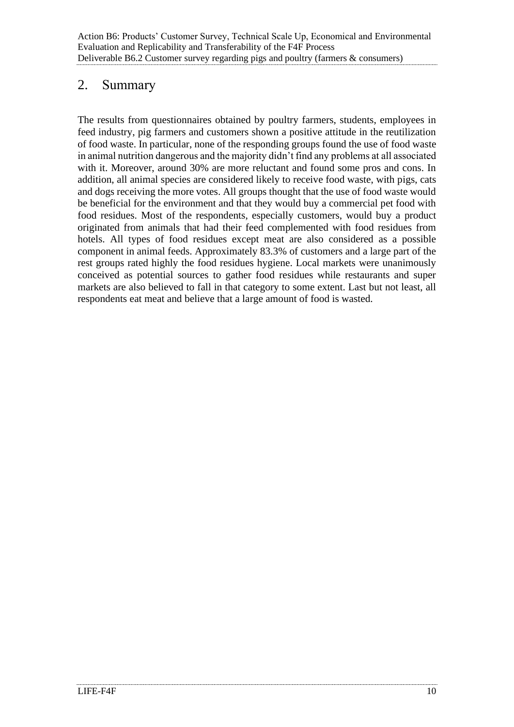## 2. Summary

The results from questionnaires obtained by poultry farmers, students, employees in feed industry, pig farmers and customers shown a positive attitude in the reutilization of food waste. In particular, none of the responding groups found the use of food waste in animal nutrition dangerous and the majority didn't find any problems at all associated with it. Moreover, around 30% are more reluctant and found some pros and cons. In addition, all animal species are considered likely to receive food waste, with pigs, cats and dogs receiving the more votes. All groups thought that the use of food waste would be beneficial for the environment and that they would buy a commercial pet food with food residues. Most of the respondents, especially customers, would buy a product originated from animals that had their feed complemented with food residues from hotels. All types of food residues except meat are also considered as a possible component in animal feeds. Approximately 83.3% of customers and a large part of the rest groups rated highly the food residues hygiene. Local markets were unanimously conceived as potential sources to gather food residues while restaurants and super markets are also believed to fall in that category to some extent. Last but not least, all respondents eat meat and believe that a large amount of food is wasted.